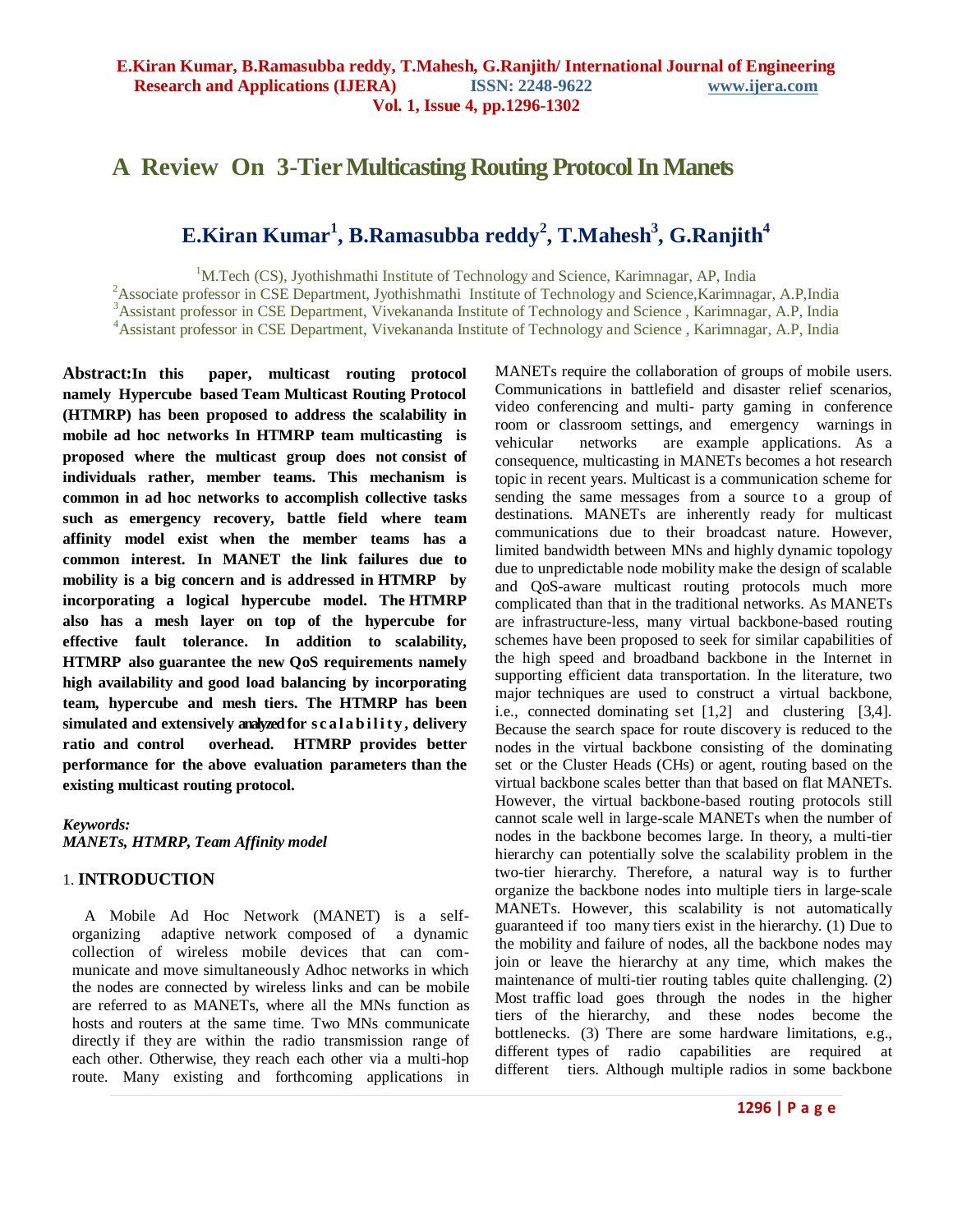# A Review On 3-Tier Multicasting Routing Protocol In Manets

## E.Kiran Kumar[1], B.Ramasubba reddy[2], T.Mahesh[3], G.Ranjith[4]

[1]M.Tech (CS), Jyothishmathi Institute of Technology and Science, Karimnagar, AP, India
[2]Associate professor in CSE Department, Jyothishmathi Institute of Technology and Science,Karimnagar, A.P,India
[3]Assistant professor in CSE Department, Vivekananda Institute of Technology and Science , Karimnagar, A.P, India
[4]Assistant professor in CSE Department, Vivekananda Institute of Technology and Science , Karimnagar, A.P, India

**Abstract:In this paper, multicast routing protocol namely Hypercube based Team Multicast Routing Protocol (HTMRP) has been proposed to address the scalability in mobile ad hoc networks In HTMRP team multicasting is proposed where the multicast group does not consist of individuals rather, member teams. This mechanism is common in ad hoc networks to accomplish collective tasks such as emergency recovery, battle field where team affinity model exist when the member teams has a common interest. In MANET the link failures due to mobility is a big concern and is addressed in HTMRP by incorporating a logical hypercube model. The HTMRP also has a mesh layer on top of the hypercube for effective fault tolerance. In addition to scalability, HTMRP also guarantee the new QoS requirements namely high availability and good load balancing by incorporating team, hypercube and mesh tiers. The HTMRP has been simulated and extensively analyzed for scalability, delivery ratio and control overhead. HTMRP provides better performance for the above evaluation parameters than the existing multicast routing protocol.**

***Keywords:***
***MANETs, HTMRP, Team Affinity model***

## 1. INTRODUCTION

A Mobile Ad Hoc Network (MANET) is a self-organizing adaptive network composed of a dynamic collection of wireless mobile devices that can communicate and move simultaneously Adhoc networks in which the nodes are connected by wireless links and can be mobile are referred to as MANETs, where all the MNs function as hosts and routers at the same time. Two MNs communicate directly if they are within the radio transmission range of each other. Otherwise, they reach each other via a multi-hop route. Many existing and forthcoming applications in MANETs require the collaboration of groups of mobile users. Communications in battlefield and disaster relief scenarios, video conferencing and multi- party gaming in conference room or classroom settings, and emergency warnings in vehicular networks are example applications. As a consequence, multicasting in MANETs becomes a hot research topic in recent years. Multicast is a communication scheme for sending the same messages from a source to a group of destinations. MANETs are inherently ready for multicast communications due to their broadcast nature. However, limited bandwidth between MNs and highly dynamic topology due to unpredictable node mobility make the design of scalable and QoS-aware multicast routing protocols much more complicated than that in the traditional networks. As MANETs are infrastructure-less, many virtual backbone-based routing schemes have been proposed to seek for similar capabilities of the high speed and broadband backbone in the Internet in supporting efficient data transportation. In the literature, two major techniques are used to construct a virtual backbone, i.e., connected dominating set [1,2] and clustering [3,4]. Because the search space for route discovery is reduced to the nodes in the virtual backbone consisting of the dominating set or the Cluster Heads (CHs) or agent, routing based on the virtual backbone scales better than that based on flat MANETs. However, the virtual backbone-based routing protocols still cannot scale well in large-scale MANETs when the number of nodes in the backbone becomes large. In theory, a multi-tier hierarchy can potentially solve the scalability problem in the two-tier hierarchy. Therefore, a natural way is to further organize the backbone nodes into multiple tiers in large-scale MANETs. However, this scalability is not automatically guaranteed if too many tiers exist in the hierarchy. (1) Due to the mobility and failure of nodes, all the backbone nodes may join or leave the hierarchy at any time, which makes the maintenance of multi-tier routing tables quite challenging. (2) Most traffic load goes through the nodes in the higher tiers of the hierarchy, and these nodes become the bottlenecks. (3) There are some hardware limitations, e.g., different types of radio capabilities are required at different tiers. Although multiple radios in some backbone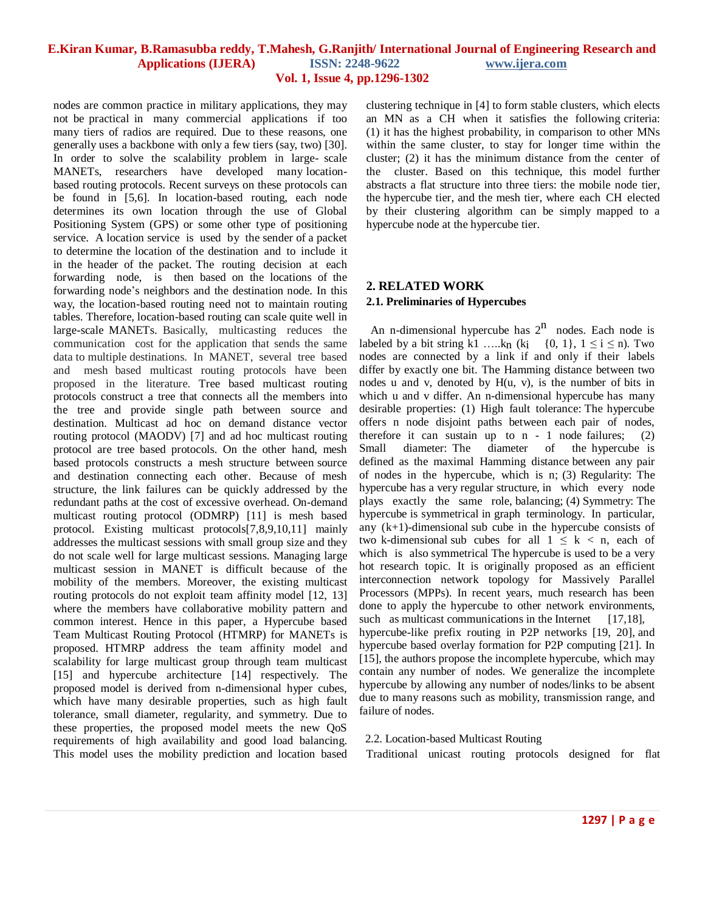nodes are common practice in military applications, they may not be practical in many commercial applications if too many tiers of radios are required. Due to these reasons, one generally uses a backbone with only a few tiers (say, two) [30]. In order to solve the scalability problem in large- scale MANETs, researchers have developed many location-based routing protocols. Recent surveys on these protocols can be found in [5,6]. In location-based routing, each node determines its own location through the use of Global Positioning System (GPS) or some other type of positioning service. A location service is used by the sender of a packet to determine the location of the destination and to include it in the header of the packet. The routing decision at each forwarding node, is then based on the locations of the forwarding node's neighbors and the destination node. In this way, the location-based routing need not to maintain routing tables. Therefore, location-based routing can scale quite well in large-scale MANETs. Basically, multicasting reduces the communication cost for the application that sends the same data to multiple destinations. In MANET, several tree based and mesh based multicast routing protocols have been proposed in the literature. Tree based multicast routing protocols construct a tree that connects all the members into the tree and provide single path between source and destination. Multicast ad hoc on demand distance vector routing protocol (MAODV) [7] and ad hoc multicast routing protocol are tree based protocols. On the other hand, mesh based protocols constructs a mesh structure between source and destination connecting each other. Because of mesh structure, the link failures can be quickly addressed by the redundant paths at the cost of excessive overhead. On-demand multicast routing protocol (ODMRP) [11] is mesh based protocol. Existing multicast protocols[7,8,9,10,11] mainly addresses the multicast sessions with small group size and they do not scale well for large multicast sessions. Managing large multicast session in MANET is difficult because of the mobility of the members. Moreover, the existing multicast routing protocols do not exploit team affinity model [12, 13] where the members have collaborative mobility pattern and common interest. Hence in this paper, a Hypercube based Team Multicast Routing Protocol (HTMRP) for MANETs is proposed. HTMRP address the team affinity model and scalability for large multicast group through team multicast [15] and hypercube architecture [14] respectively. The proposed model is derived from n-dimensional hyper cubes, which have many desirable properties, such as high fault tolerance, small diameter, regularity, and symmetry. Due to these properties, the proposed model meets the new QoS requirements of high availability and good load balancing. This model uses the mobility prediction and location based clustering technique in [4] to form stable clusters, which elects an MN as a CH when it satisfies the following criteria: (1) it has the highest probability, in comparison to other MNs within the same cluster, to stay for longer time within the cluster; (2) it has the minimum distance from the center of the cluster. Based on this technique, this model further abstracts a flat structure into three tiers: the mobile node tier, the hypercube tier, and the mesh tier, where each CH elected by their clustering algorithm can be simply mapped to a hypercube node at the hypercube tier.

## 2. RELATED WORK

### 2.1. Preliminaries of Hypercubes

An n-dimensional hypercube has $2^n$ nodes. Each node is labeled by a bit string $k_1 \ldots k_n$ ($k_i \in \{0, 1\}$, $1 \le i \le n$). Two nodes are connected by a link if and only if their labels differ by exactly one bit. The Hamming distance between two nodes u and v, denoted by H(u, v), is the number of bits in which u and v differ. An n-dimensional hypercube has many desirable properties: (1) High fault tolerance: The hypercube offers n node disjoint paths between each pair of nodes, therefore it can sustain up to n - 1 node failures; (2) Small diameter: The diameter of the hypercube is defined as the maximal Hamming distance between any pair of nodes in the hypercube, which is n; (3) Regularity: The hypercube has a very regular structure, in which every node plays exactly the same role, balancing; (4) Symmetry: The hypercube is symmetrical in graph terminology. In particular, any (k+1)-dimensional sub cube in the hypercube consists of two k-dimensional sub cubes for all $1 \le k < n$, each of which is also symmetrical The hypercube is used to be a very hot research topic. It is originally proposed as an efficient interconnection network topology for Massively Parallel Processors (MPPs). In recent years, much research has been done to apply the hypercube to other network environments, such as multicast communications in the Internet [17,18], hypercube-like prefix routing in P2P networks [19, 20], and hypercube based overlay formation for P2P computing [21]. In [15], the authors propose the incomplete hypercube, which may contain any number of nodes. We generalize the incomplete hypercube by allowing any number of nodes/links to be absent due to many reasons such as mobility, transmission range, and failure of nodes.

### 2.2. Location-based Multicast Routing

Traditional unicast routing protocols designed for flat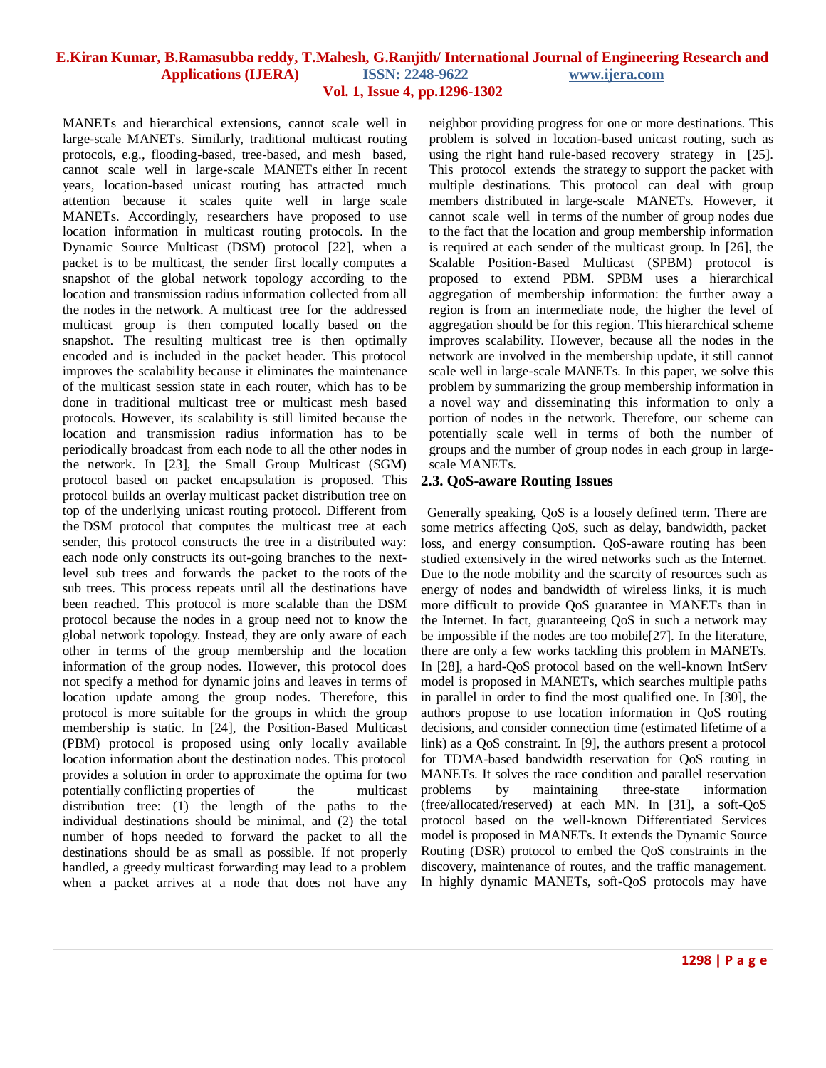MANETs and hierarchical extensions, cannot scale well in large-scale MANETs. Similarly, traditional multicast routing protocols, e.g., flooding-based, tree-based, and mesh based, cannot scale well in large-scale MANETs either In recent years, location-based unicast routing has attracted much attention because it scales quite well in large scale MANETs. Accordingly, researchers have proposed to use location information in multicast routing protocols. In the Dynamic Source Multicast (DSM) protocol [22], when a packet is to be multicast, the sender first locally computes a snapshot of the global network topology according to the location and transmission radius information collected from all the nodes in the network. A multicast tree for the addressed multicast group is then computed locally based on the snapshot. The resulting multicast tree is then optimally encoded and is included in the packet header. This protocol improves the scalability because it eliminates the maintenance of the multicast session state in each router, which has to be done in traditional multicast tree or multicast mesh based protocols. However, its scalability is still limited because the location and transmission radius information has to be periodically broadcast from each node to all the other nodes in the network. In [23], the Small Group Multicast (SGM) protocol based on packet encapsulation is proposed. This protocol builds an overlay multicast packet distribution tree on top of the underlying unicast routing protocol. Different from the DSM protocol that computes the multicast tree at each sender, this protocol constructs the tree in a distributed way: each node only constructs its out-going branches to the next-level sub trees and forwards the packet to the roots of the sub trees. This process repeats until all the destinations have been reached. This protocol is more scalable than the DSM protocol because the nodes in a group need not to know the global network topology. Instead, they are only aware of each other in terms of the group membership and the location information of the group nodes. However, this protocol does not specify a method for dynamic joins and leaves in terms of location update among the group nodes. Therefore, this protocol is more suitable for the groups in which the group membership is static. In [24], the Position-Based Multicast (PBM) protocol is proposed using only locally available location information about the destination nodes. This protocol provides a solution in order to approximate the optima for two potentially conflicting properties of the multicast distribution tree: (1) the length of the paths to the individual destinations should be minimal, and (2) the total number of hops needed to forward the packet to all the destinations should be as small as possible. If not properly handled, a greedy multicast forwarding may lead to a problem when a packet arrives at a node that does not have any neighbor providing progress for one or more destinations. This problem is solved in location-based unicast routing, such as using the right hand rule-based recovery strategy in [25]. This protocol extends the strategy to support the packet with multiple destinations. This protocol can deal with group members distributed in large-scale MANETs. However, it cannot scale well in terms of the number of group nodes due to the fact that the location and group membership information is required at each sender of the multicast group. In [26], the Scalable Position-Based Multicast (SPBM) protocol is proposed to extend PBM. SPBM uses a hierarchical aggregation of membership information: the further away a region is from an intermediate node, the higher the level of aggregation should be for this region. This hierarchical scheme improves scalability. However, because all the nodes in the network are involved in the membership update, it still cannot scale well in large-scale MANETs. In this paper, we solve this problem by summarizing the group membership information in a novel way and disseminating this information to only a portion of nodes in the network. Therefore, our scheme can potentially scale well in terms of both the number of groups and the number of group nodes in each group in large-scale MANETs.

## 2.3. QoS-aware Routing Issues

Generally speaking, QoS is a loosely defined term. There are some metrics affecting QoS, such as delay, bandwidth, packet loss, and energy consumption. QoS-aware routing has been studied extensively in the wired networks such as the Internet. Due to the node mobility and the scarcity of resources such as energy of nodes and bandwidth of wireless links, it is much more difficult to provide QoS guarantee in MANETs than in the Internet. In fact, guaranteeing QoS in such a network may be impossible if the nodes are too mobile[27]. In the literature, there are only a few works tackling this problem in MANETs. In [28], a hard-QoS protocol based on the well-known IntServ model is proposed in MANETs, which searches multiple paths in parallel in order to find the most qualified one. In [30], the authors propose to use location information in QoS routing decisions, and consider connection time (estimated lifetime of a link) as a QoS constraint. In [9], the authors present a protocol for TDMA-based bandwidth reservation for QoS routing in MANETs. It solves the race condition and parallel reservation problems by maintaining three-state information (free/allocated/reserved) at each MN. In [31], a soft-QoS protocol based on the well-known Differentiated Services model is proposed in MANETs. It extends the Dynamic Source Routing (DSR) protocol to embed the QoS constraints in the discovery, maintenance of routes, and the traffic management. In highly dynamic MANETs, soft-QoS protocols may have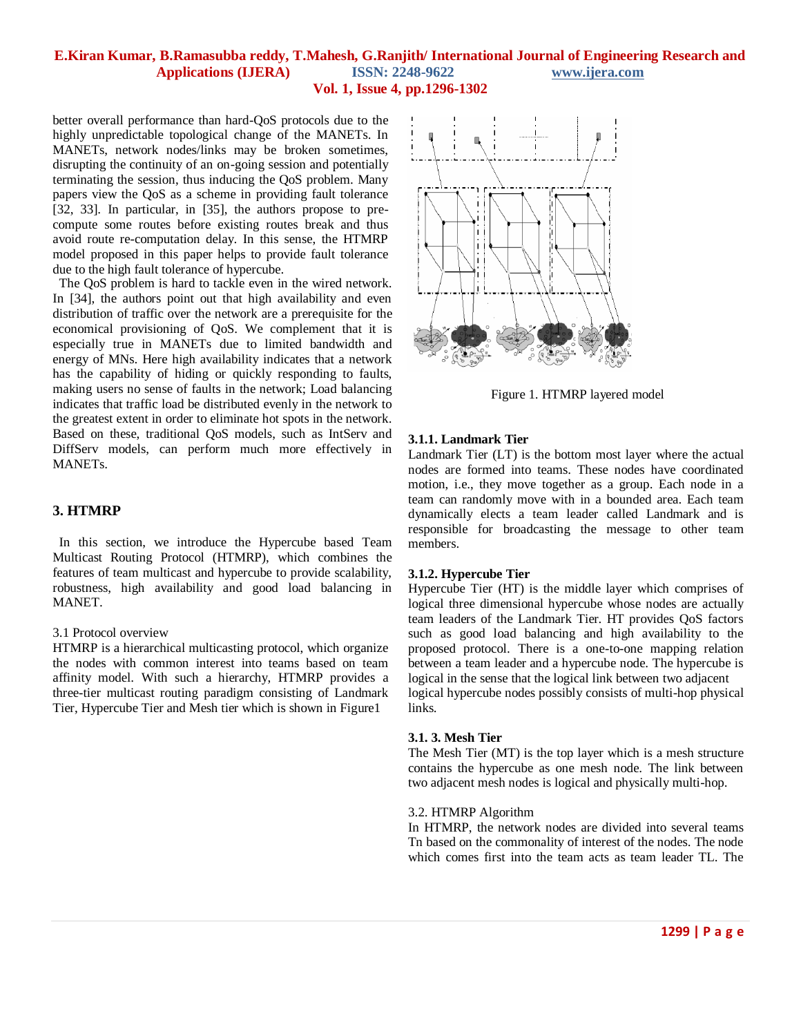better overall performance than hard-QoS protocols due to the highly unpredictable topological change of the MANETs. In MANETs, network nodes/links may be broken sometimes, disrupting the continuity of an on-going session and potentially terminating the session, thus inducing the QoS problem. Many papers view the QoS as a scheme in providing fault tolerance [32, 33]. In particular, in [35], the authors propose to pre-compute some routes before existing routes break and thus avoid route re-computation delay. In this sense, the HTMRP model proposed in this paper helps to provide fault tolerance due to the high fault tolerance of hypercube.

The QoS problem is hard to tackle even in the wired network. In [34], the authors point out that high availability and even distribution of traffic over the network are a prerequisite for the economical provisioning of QoS. We complement that it is especially true in MANETs due to limited bandwidth and energy of MNs. Here high availability indicates that a network has the capability of hiding or quickly responding to faults, making users no sense of faults in the network; Load balancing indicates that traffic load be distributed evenly in the network to the greatest extent in order to eliminate hot spots in the network. Based on these, traditional QoS models, such as IntServ and DiffServ models, can perform much more effectively in MANETs.

## 3. HTMRP

In this section, we introduce the Hypercube based Team Multicast Routing Protocol (HTMRP), which combines the features of team multicast and hypercube to provide scalability, robustness, high availability and good load balancing in MANET.

3.1 Protocol overview

HTMRP is a hierarchical multicasting protocol, which organize the nodes with common interest into teams based on team affinity model. With such a hierarchy, HTMRP provides a three-tier multicast routing paradigm consisting of Landmark Tier, Hypercube Tier and Mesh tier which is shown in Figure1

Figure 1. HTMRP layered model

### 3.1.1. Landmark Tier

Landmark Tier (LT) is the bottom most layer where the actual nodes are formed into teams. These nodes have coordinated motion, i.e., they move together as a group. Each node in a team can randomly move with in a bounded area. Each team dynamically elects a team leader called Landmark and is responsible for broadcasting the message to other team members.

### 3.1.2. Hypercube Tier

Hypercube Tier (HT) is the middle layer which comprises of logical three dimensional hypercube whose nodes are actually team leaders of the Landmark Tier. HT provides QoS factors such as good load balancing and high availability to the proposed protocol. There is a one-to-one mapping relation between a team leader and a hypercube node. The hypercube is logical in the sense that the logical link between two adjacent logical hypercube nodes possibly consists of multi-hop physical links.

### 3.1. 3. Mesh Tier

The Mesh Tier (MT) is the top layer which is a mesh structure contains the hypercube as one mesh node. The link between two adjacent mesh nodes is logical and physically multi-hop.

3.2. HTMRP Algorithm

In HTMRP, the network nodes are divided into several teams Tn based on the commonality of interest of the nodes. The node which comes first into the team acts as team leader TL. The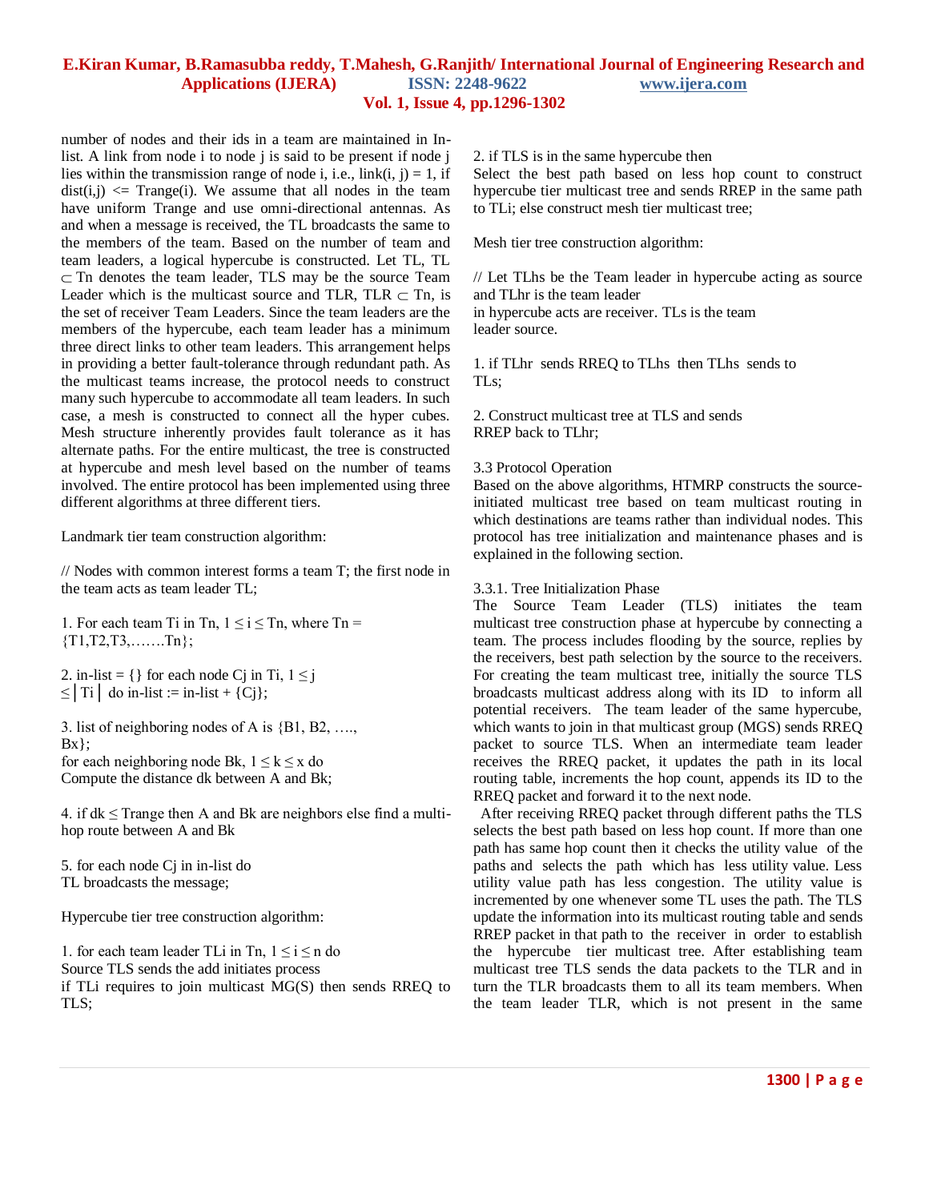number of nodes and their ids in a team are maintained in In-list. A link from node i to node j is said to be present if node j lies within the transmission range of node i, i.e., link(i, j) = 1, if dist(i,j) <= Trange(i). We assume that all nodes in the team have uniform Trange and use omni-directional antennas. As and when a message is received, the TL broadcasts the same to the members of the team. Based on the number of team and team leaders, a logical hypercube is constructed. Let TL, TL $\subset$ Tn denotes the team leader, TLS may be the source Team Leader which is the multicast source and TLR, TLR $\subset$ Tn, is the set of receiver Team Leaders. Since the team leaders are the members of the hypercube, each team leader has a minimum three direct links to other team leaders. This arrangement helps in providing a better fault-tolerance through redundant path. As the multicast teams increase, the protocol needs to construct many such hypercube to accommodate all team leaders. In such case, a mesh is constructed to connect all the hyper cubes. Mesh structure inherently provides fault tolerance as it has alternate paths. For the entire multicast, the tree is constructed at hypercube and mesh level based on the number of teams involved. The entire protocol has been implemented using three different algorithms at three different tiers.

Landmark tier team construction algorithm:

// Nodes with common interest forms a team T; the first node in the team acts as team leader TL;

1. For each team Ti in Tn, $1 \leq i \leq$ Tn, where Tn = {T1,T2,T3,…….Tn};

2. in-list = {} for each node Cj in Ti, $1 \leq j \leq |Ti|$ do in-list := in-list + {Cj};

3. list of neighboring nodes of A is {B1, B2, …., Bx};
for each neighboring node Bk, $1 \leq k \leq x$ do
Compute the distance dk between A and Bk;

4. if dk $\leq$ Trange then A and Bk are neighbors else find a multi-hop route between A and Bk

5. for each node Cj in in-list do
TL broadcasts the message;

Hypercube tier tree construction algorithm:

1. for each team leader TLi in Tn, $1 \leq i \leq n$ do
Source TLS sends the add initiates process
if TLi requires to join multicast MG(S) then sends RREQ to TLS;

2. if TLS is in the same hypercube then
Select the best path based on less hop count to construct hypercube tier multicast tree and sends RREP in the same path to TLi; else construct mesh tier multicast tree;

Mesh tier tree construction algorithm:

// Let TLhs be the Team leader in hypercube acting as source and TLhr is the team leader
in hypercube acts are receiver. TLs is the team
leader source.

1. if TLhr sends RREQ to TLhs then TLhs sends to TLs;

2. Construct multicast tree at TLS and sends RREP back to TLhr;

3.3 Protocol Operation

Based on the above algorithms, HTMRP constructs the source-initiated multicast tree based on team multicast routing in which destinations are teams rather than individual nodes. This protocol has tree initialization and maintenance phases and is explained in the following section.

3.3.1. Tree Initialization Phase

The Source Team Leader (TLS) initiates the team multicast tree construction phase at hypercube by connecting a team. The process includes flooding by the source, replies by the receivers, best path selection by the source to the receivers. For creating the team multicast tree, initially the source TLS broadcasts multicast address along with its ID to inform all potential receivers. The team leader of the same hypercube, which wants to join in that multicast group (MGS) sends RREQ packet to source TLS. When an intermediate team leader receives the RREQ packet, it updates the path in its local routing table, increments the hop count, appends its ID to the RREQ packet and forward it to the next node.

After receiving RREQ packet through different paths the TLS selects the best path based on less hop count. If more than one path has same hop count then it checks the utility value of the paths and selects the path which has less utility value. Less utility value path has less congestion. The utility value is incremented by one whenever some TL uses the path. The TLS update the information into its multicast routing table and sends RREP packet in that path to the receiver in order to establish the hypercube tier multicast tree. After establishing team multicast tree TLS sends the data packets to the TLR and in turn the TLR broadcasts them to all its team members. When the team leader TLR, which is not present in the same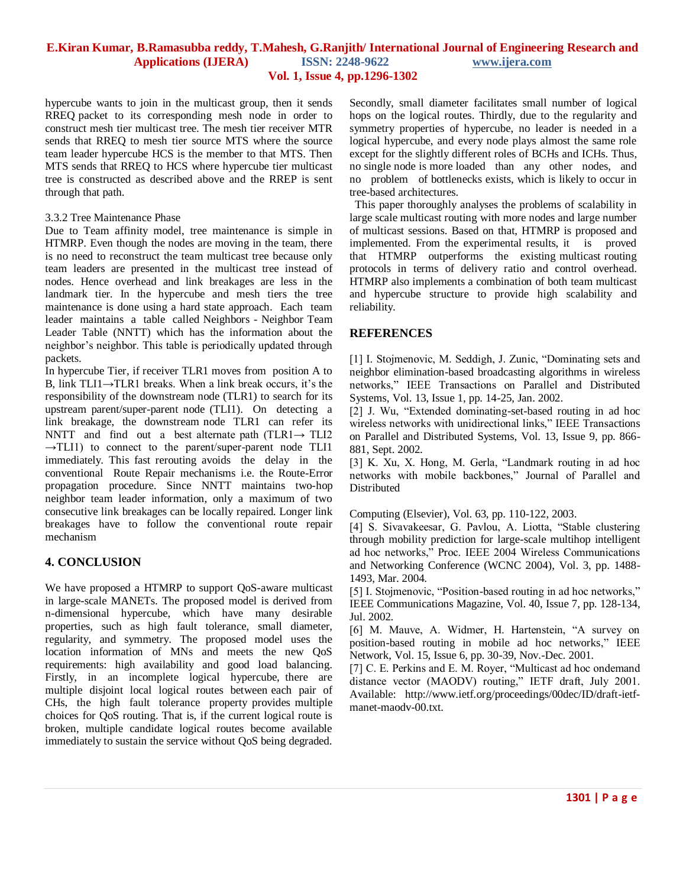hypercube wants to join in the multicast group, then it sends RREQ packet to its corresponding mesh node in order to construct mesh tier multicast tree. The mesh tier receiver MTR sends that RREQ to mesh tier source MTS where the source team leader hypercube HCS is the member to that MTS. Then MTS sends that RREQ to HCS where hypercube tier multicast tree is constructed as described above and the RREP is sent through that path.

3.3.2 Tree Maintenance Phase

Due to Team affinity model, tree maintenance is simple in HTMRP. Even though the nodes are moving in the team, there is no need to reconstruct the team multicast tree because only team leaders are presented in the multicast tree instead of nodes. Hence overhead and link breakages are less in the landmark tier. In the hypercube and mesh tiers the tree maintenance is done using a hard state approach. Each team leader maintains a table called Neighbors - Neighbor Team Leader Table (NNTT) which has the information about the neighbor's neighbor. This table is periodically updated through packets.

In hypercube Tier, if receiver TLR1 moves from position A to B, link TLI1→TLR1 breaks. When a link break occurs, it's the responsibility of the downstream node (TLR1) to search for its upstream parent/super-parent node (TLI1). On detecting a link breakage, the downstream node TLR1 can refer its NNTT and find out a best alternate path (TLR1→ TLI2 →TLI1) to connect to the parent/super-parent node TLI1 immediately. This fast rerouting avoids the delay in the conventional Route Repair mechanisms i.e. the Route-Error propagation procedure. Since NNTT maintains two-hop neighbor team leader information, only a maximum of two consecutive link breakages can be locally repaired. Longer link breakages have to follow the conventional route repair mechanism

## 4. CONCLUSION

We have proposed a HTMRP to support QoS-aware multicast in large-scale MANETs. The proposed model is derived from n-dimensional hypercube, which have many desirable properties, such as high fault tolerance, small diameter, regularity, and symmetry. The proposed model uses the location information of MNs and meets the new QoS requirements: high availability and good load balancing. Firstly, in an incomplete logical hypercube, there are multiple disjoint local logical routes between each pair of CHs, the high fault tolerance property provides multiple choices for QoS routing. That is, if the current logical route is broken, multiple candidate logical routes become available immediately to sustain the service without QoS being degraded. Secondly, small diameter facilitates small number of logical hops on the logical routes. Thirdly, due to the regularity and symmetry properties of hypercube, no leader is needed in a logical hypercube, and every node plays almost the same role except for the slightly different roles of BCHs and ICHs. Thus, no single node is more loaded than any other nodes, and no problem of bottlenecks exists, which is likely to occur in tree-based architectures.

This paper thoroughly analyses the problems of scalability in large scale multicast routing with more nodes and large number of multicast sessions. Based on that, HTMRP is proposed and implemented. From the experimental results, it is proved that HTMRP outperforms the existing multicast routing protocols in terms of delivery ratio and control overhead. HTMRP also implements a combination of both team multicast and hypercube structure to provide high scalability and reliability.

## REFERENCES

[1] I. Stojmenovic, M. Seddigh, J. Zunic, "Dominating sets and neighbor elimination-based broadcasting algorithms in wireless networks," IEEE Transactions on Parallel and Distributed Systems, Vol. 13, Issue 1, pp. 14-25, Jan. 2002.

[2] J. Wu, "Extended dominating-set-based routing in ad hoc wireless networks with unidirectional links," IEEE Transactions on Parallel and Distributed Systems, Vol. 13, Issue 9, pp. 866-881, Sept. 2002.

[3] K. Xu, X. Hong, M. Gerla, "Landmark routing in ad hoc networks with mobile backbones," Journal of Parallel and Distributed Computing (Elsevier), Vol. 63, pp. 110-122, 2003.

[4] S. Sivavakeesar, G. Pavlou, A. Liotta, "Stable clustering through mobility prediction for large-scale multihop intelligent ad hoc networks," Proc. IEEE 2004 Wireless Communications and Networking Conference (WCNC 2004), Vol. 3, pp. 1488-1493, Mar. 2004.

[5] I. Stojmenovic, "Position-based routing in ad hoc networks," IEEE Communications Magazine, Vol. 40, Issue 7, pp. 128-134, Jul. 2002.

[6] M. Mauve, A. Widmer, H. Hartenstein, "A survey on position-based routing in mobile ad hoc networks," IEEE Network, Vol. 15, Issue 6, pp. 30-39, Nov.-Dec. 2001.

[7] C. E. Perkins and E. M. Royer, "Multicast ad hoc ondemand distance vector (MAODV) routing," IETF draft, July 2001. Available: http://www.ietf.org/proceedings/00dec/ID/draft-ietf-manet-maodv-00.txt.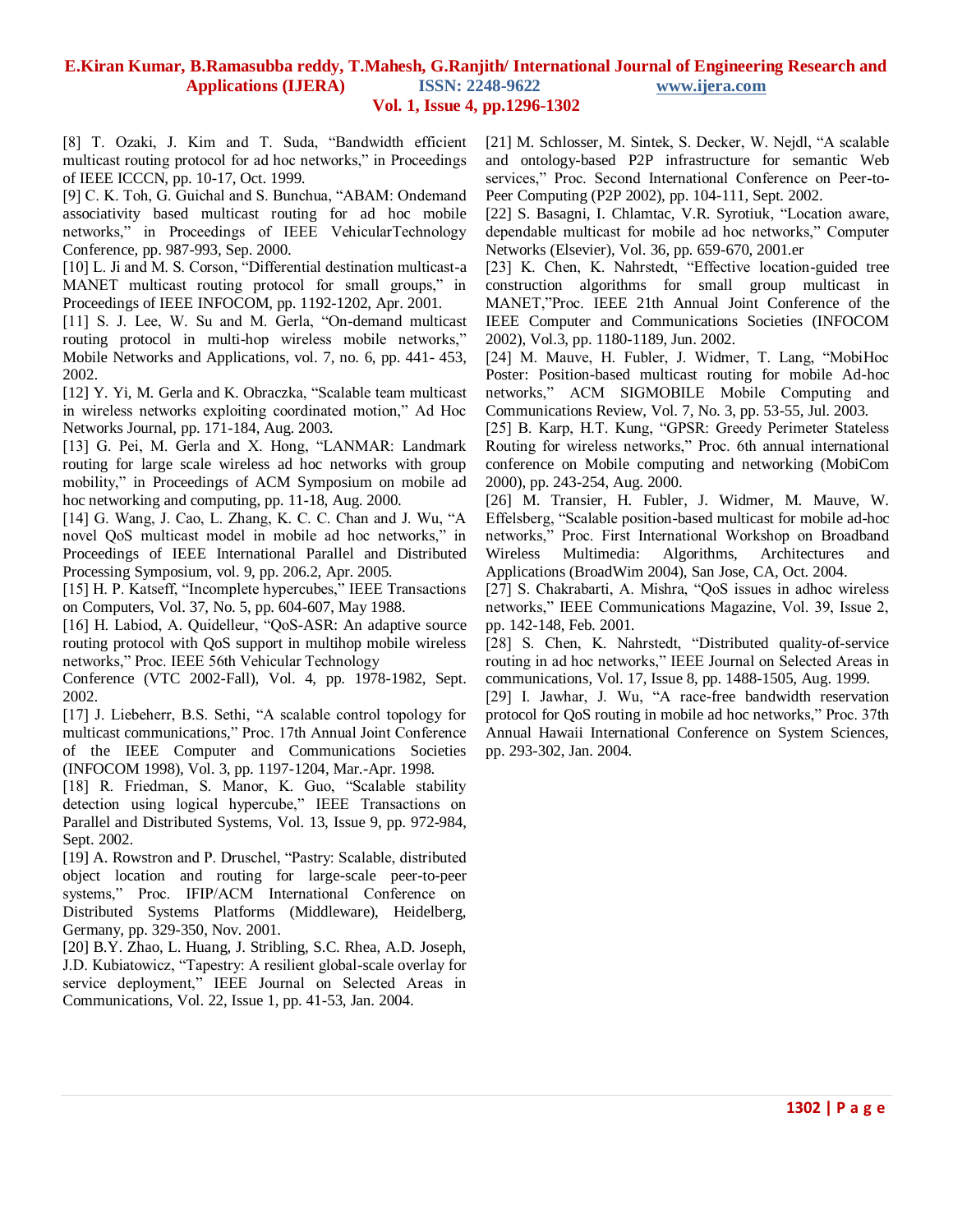[8] T. Ozaki, J. Kim and T. Suda, "Bandwidth efficient multicast routing protocol for ad hoc networks," in Proceedings of IEEE ICCCN, pp. 10-17, Oct. 1999.

[9] C. K. Toh, G. Guichal and S. Bunchua, "ABAM: Ondemand associativity based multicast routing for ad hoc mobile networks," in Proceedings of IEEE VehicularTechnology Conference, pp. 987-993, Sep. 2000.

[10] L. Ji and M. S. Corson, "Differential destination multicast-a MANET multicast routing protocol for small groups," in Proceedings of IEEE INFOCOM, pp. 1192-1202, Apr. 2001.

[11] S. J. Lee, W. Su and M. Gerla, "On-demand multicast routing protocol in multi-hop wireless mobile networks," Mobile Networks and Applications, vol. 7, no. 6, pp. 441- 453, 2002.

[12] Y. Yi, M. Gerla and K. Obraczka, "Scalable team multicast in wireless networks exploiting coordinated motion," Ad Hoc Networks Journal, pp. 171-184, Aug. 2003.

[13] G. Pei, M. Gerla and X. Hong, "LANMAR: Landmark routing for large scale wireless ad hoc networks with group mobility," in Proceedings of ACM Symposium on mobile ad hoc networking and computing, pp. 11-18, Aug. 2000.

[14] G. Wang, J. Cao, L. Zhang, K. C. C. Chan and J. Wu, "A novel QoS multicast model in mobile ad hoc networks," in Proceedings of IEEE International Parallel and Distributed Processing Symposium, vol. 9, pp. 206.2, Apr. 2005.

[15] H. P. Katseff, "Incomplete hypercubes," IEEE Transactions on Computers, Vol. 37, No. 5, pp. 604-607, May 1988.

[16] H. Labiod, A. Quidelleur, "QoS-ASR: An adaptive source routing protocol with QoS support in multihop mobile wireless networks," Proc. IEEE 56th Vehicular Technology Conference (VTC 2002-Fall), Vol. 4, pp. 1978-1982, Sept. 2002.

[17] J. Liebeherr, B.S. Sethi, "A scalable control topology for multicast communications," Proc. 17th Annual Joint Conference of the IEEE Computer and Communications Societies (INFOCOM 1998), Vol. 3, pp. 1197-1204, Mar.-Apr. 1998.

[18] R. Friedman, S. Manor, K. Guo, "Scalable stability detection using logical hypercube," IEEE Transactions on Parallel and Distributed Systems, Vol. 13, Issue 9, pp. 972-984, Sept. 2002.

[19] A. Rowstron and P. Druschel, "Pastry: Scalable, distributed object location and routing for large-scale peer-to-peer systems," Proc. IFIP/ACM International Conference on Distributed Systems Platforms (Middleware), Heidelberg, Germany, pp. 329-350, Nov. 2001.

[20] B.Y. Zhao, L. Huang, J. Stribling, S.C. Rhea, A.D. Joseph, J.D. Kubiatowicz, "Tapestry: A resilient global-scale overlay for service deployment," IEEE Journal on Selected Areas in Communications, Vol. 22, Issue 1, pp. 41-53, Jan. 2004.

[21] M. Schlosser, M. Sintek, S. Decker, W. Nejdl, "A scalable and ontology-based P2P infrastructure for semantic Web services," Proc. Second International Conference on Peer-to-Peer Computing (P2P 2002), pp. 104-111, Sept. 2002.

[22] S. Basagni, I. Chlamtac, V.R. Syrotiuk, "Location aware, dependable multicast for mobile ad hoc networks," Computer Networks (Elsevier), Vol. 36, pp. 659-670, 2001.er

[23] K. Chen, K. Nahrstedt, "Effective location-guided tree construction algorithms for small group multicast in MANET,"Proc. IEEE 21th Annual Joint Conference of the IEEE Computer and Communications Societies (INFOCOM 2002), Vol.3, pp. 1180-1189, Jun. 2002.

[24] M. Mauve, H. Fubler, J. Widmer, T. Lang, "MobiHoc Poster: Position-based multicast routing for mobile Ad-hoc networks," ACM SIGMOBILE Mobile Computing and Communications Review, Vol. 7, No. 3, pp. 53-55, Jul. 2003.

[25] B. Karp, H.T. Kung, "GPSR: Greedy Perimeter Stateless Routing for wireless networks," Proc. 6th annual international conference on Mobile computing and networking (MobiCom 2000), pp. 243-254, Aug. 2000.

[26] M. Transier, H. Fubler, J. Widmer, M. Mauve, W. Effelsberg, "Scalable position-based multicast for mobile ad-hoc networks," Proc. First International Workshop on Broadband Wireless Multimedia: Algorithms, Architectures and Applications (BroadWim 2004), San Jose, CA, Oct. 2004.

[27] S. Chakrabarti, A. Mishra, "QoS issues in adhoc wireless networks," IEEE Communications Magazine, Vol. 39, Issue 2, pp. 142-148, Feb. 2001.

[28] S. Chen, K. Nahrstedt, "Distributed quality-of-service routing in ad hoc networks," IEEE Journal on Selected Areas in communications, Vol. 17, Issue 8, pp. 1488-1505, Aug. 1999.

[29] I. Jawhar, J. Wu, "A race-free bandwidth reservation protocol for QoS routing in mobile ad hoc networks," Proc. 37th Annual Hawaii International Conference on System Sciences, pp. 293-302, Jan. 2004.